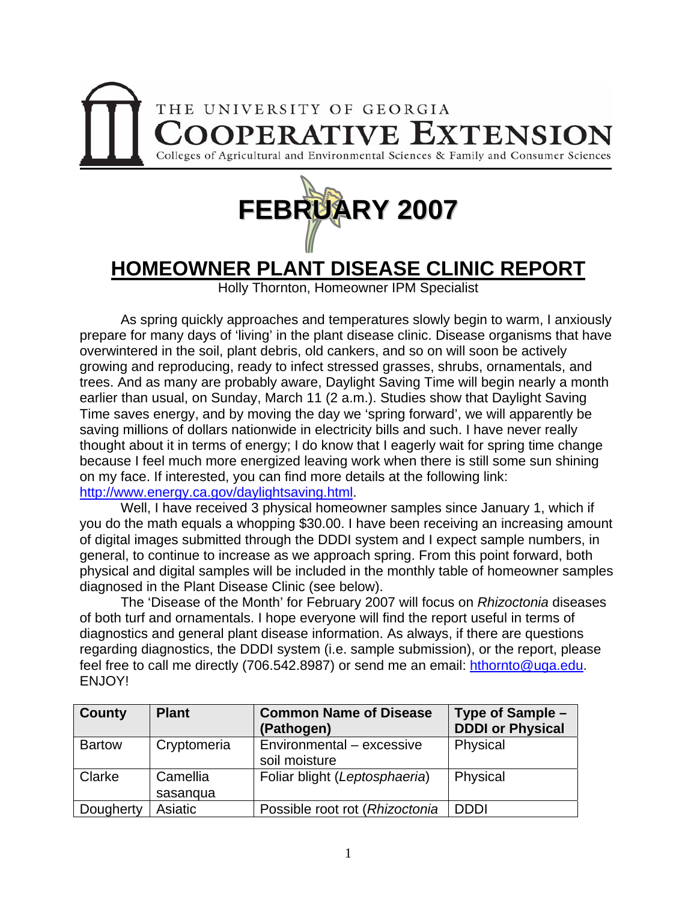THE UNIVERSITY OF GEORGIA
**COOPERATIVE EXTENSION**
Colleges of Agricultural and Environmental Sciences & Family and Consumer Sciences

# FEBRUARY 2007

## HOMEOWNER PLANT DISEASE CLINIC REPORT

Holly Thornton, Homeowner IPM Specialist

As spring quickly approaches and temperatures slowly begin to warm, I anxiously prepare for many days of 'living' in the plant disease clinic. Disease organisms that have overwintered in the soil, plant debris, old cankers, and so on will soon be actively growing and reproducing, ready to infect stressed grasses, shrubs, ornamentals, and trees. And as many are probably aware, Daylight Saving Time will begin nearly a month earlier than usual, on Sunday, March 11 (2 a.m.). Studies show that Daylight Saving Time saves energy, and by moving the day we 'spring forward', we will apparently be saving millions of dollars nationwide in electricity bills and such. I have never really thought about it in terms of energy; I do know that I eagerly wait for spring time change because I feel much more energized leaving work when there is still some sun shining on my face. If interested, you can find more details at the following link: http://www.energy.ca.gov/daylightsaving.html.

Well, I have received 3 physical homeowner samples since January 1, which if you do the math equals a whopping $30.00. I have been receiving an increasing amount of digital images submitted through the DDDI system and I expect sample numbers, in general, to continue to increase as we approach spring. From this point forward, both physical and digital samples will be included in the monthly table of homeowner samples diagnosed in the Plant Disease Clinic (see below).

The 'Disease of the Month' for February 2007 will focus on *Rhizoctonia* diseases of both turf and ornamentals. I hope everyone will find the report useful in terms of diagnostics and general plant disease information. As always, if there are questions regarding diagnostics, the DDDI system (i.e. sample submission), or the report, please feel free to call me directly (706.542.8987) or send me an email: hthornto@uga.edu. ENJOY!

| County | Plant | Common Name of Disease (Pathogen) | Type of Sample – DDDI or Physical |
|---|---|---|---|
| Bartow | Cryptomeria | Environmental – excessive soil moisture | Physical |
| Clarke | Camellia sasanqua | Foliar blight (*Leptosphaeria*) | Physical |
| Dougherty | Asiatic | Possible root rot (*Rhizoctonia* | DDDI |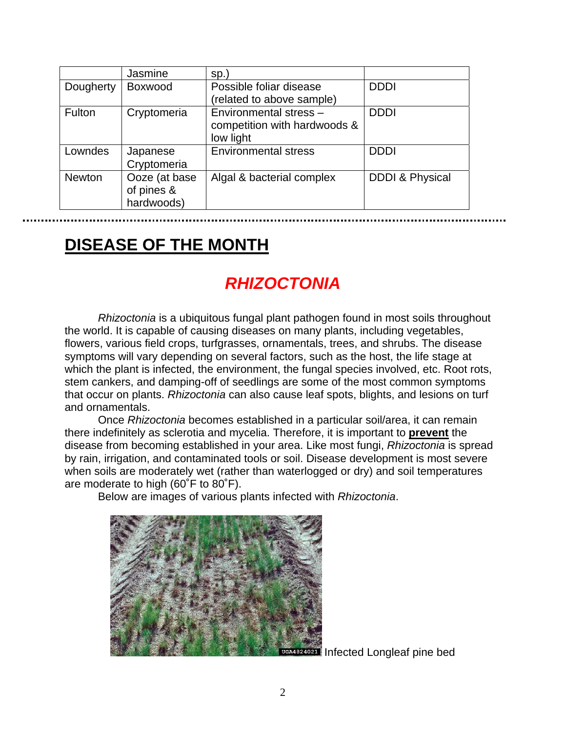| | Jasmine | sp.) | |
|---|---|---|---|
| Dougherty | Boxwood | Possible foliar disease (related to above sample) | DDDI |
| Fulton | Cryptomeria | Environmental stress – competition with hardwoods & low light | DDDI |
| Lowndes | Japanese Cryptomeria | Environmental stress | DDDI |
| Newton | Ooze (at base of pines & hardwoods) | Algal & bacterial complex | DDDI & Physical |

## DISEASE OF THE MONTH

### *RHIZOCTONIA*

*Rhizoctonia* is a ubiquitous fungal plant pathogen found in most soils throughout the world. It is capable of causing diseases on many plants, including vegetables, flowers, various field crops, turfgrasses, ornamentals, trees, and shrubs. The disease symptoms will vary depending on several factors, such as the host, the life stage at which the plant is infected, the environment, the fungal species involved, etc. Root rots, stem cankers, and damping-off of seedlings are some of the most common symptoms that occur on plants. *Rhizoctonia* can also cause leaf spots, blights, and lesions on turf and ornamentals.

Once *Rhizoctonia* becomes established in a particular soil/area, it can remain there indefinitely as sclerotia and mycelia. Therefore, it is important to **prevent** the disease from becoming established in your area. Like most fungi, *Rhizoctonia* is spread by rain, irrigation, and contaminated tools or soil. Disease development is most severe when soils are moderately wet (rather than waterlogged or dry) and soil temperatures are moderate to high (60˚F to 80˚F).

Below are images of various plants infected with *Rhizoctonia*.

Infected Longleaf pine bed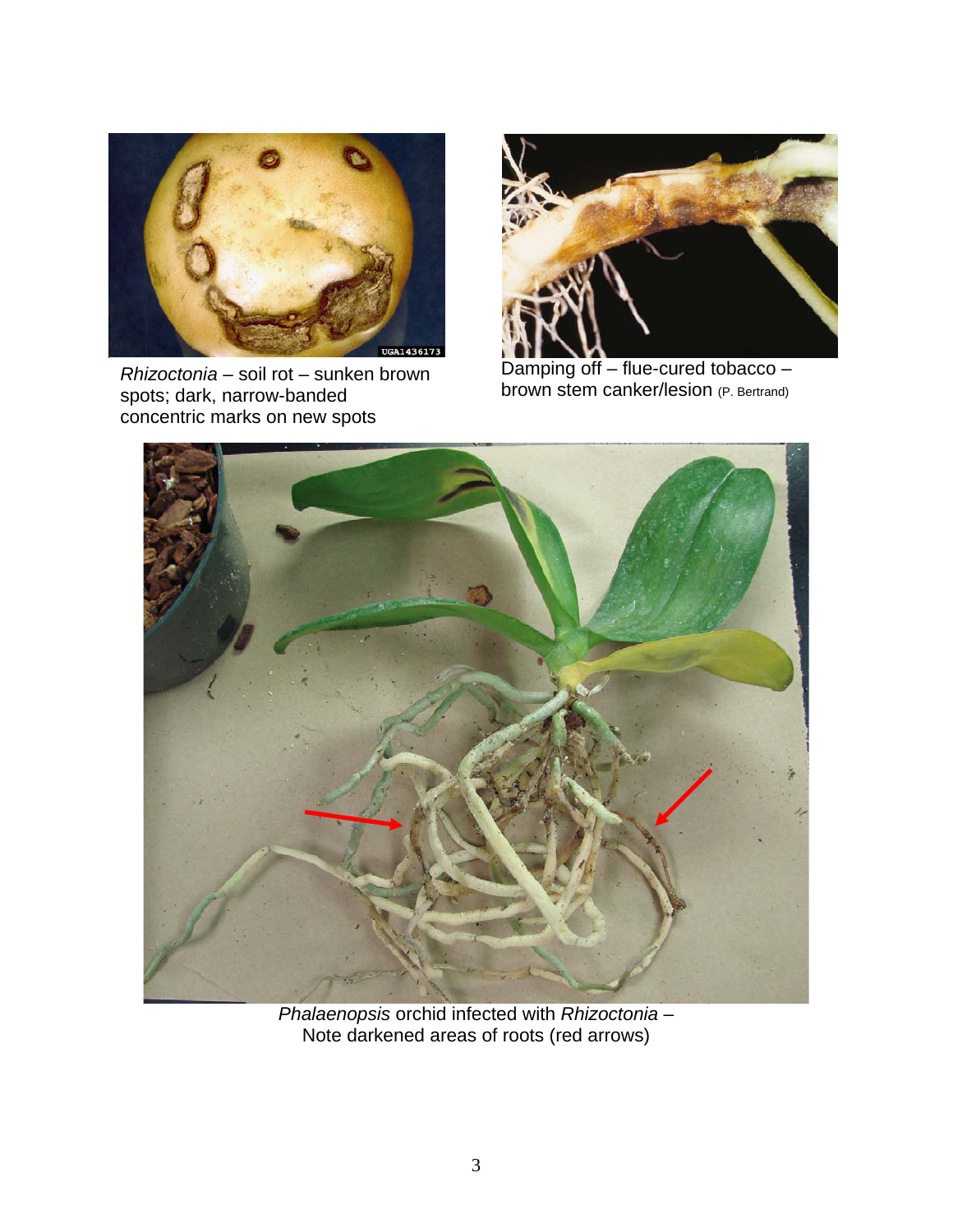*Rhizoctonia* – soil rot – sunken brown spots; dark, narrow-banded concentric marks on new spots

Damping off – flue-cured tobacco – brown stem canker/lesion (P. Bertrand)

*Phalaenopsis* orchid infected with *Rhizoctonia* – Note darkened areas of roots (red arrows)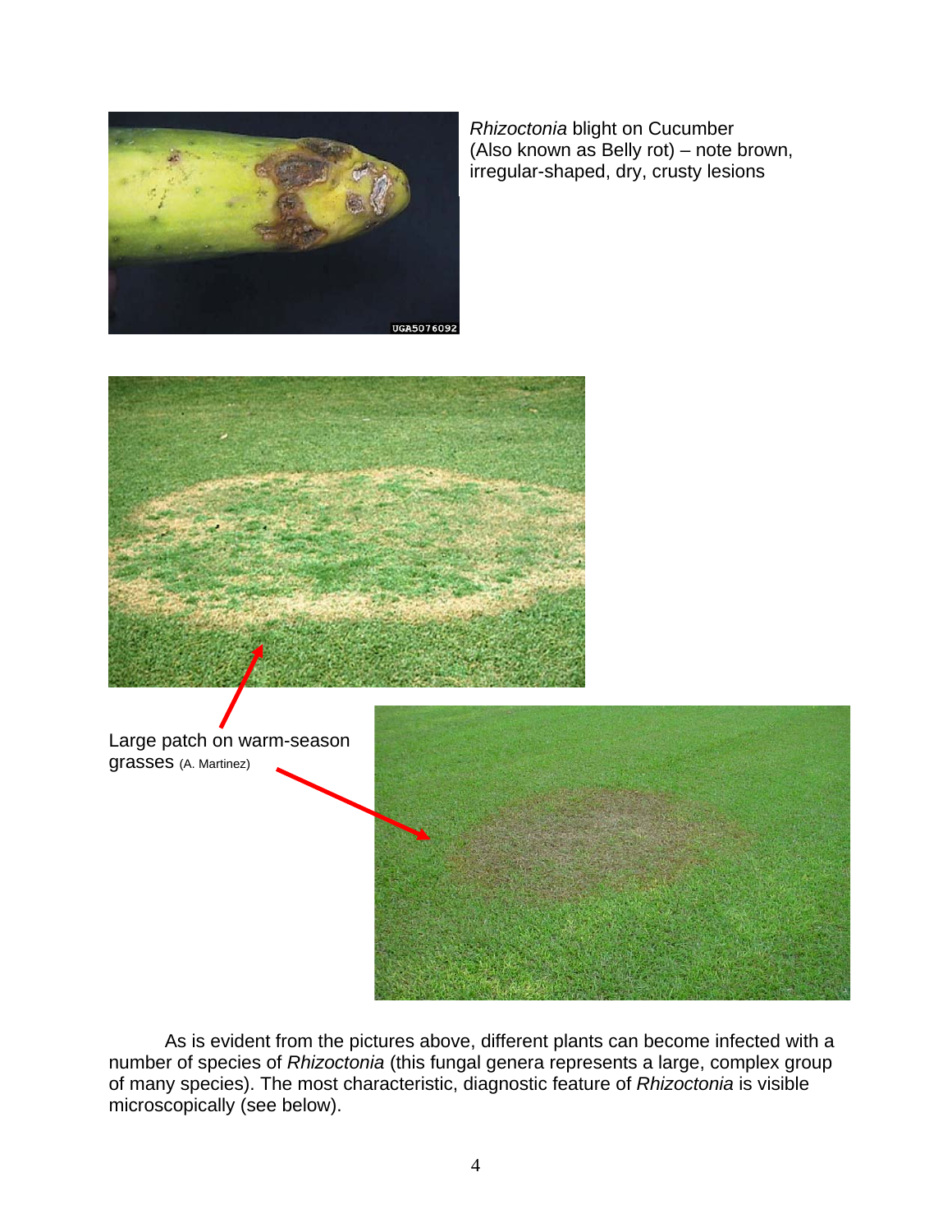*Rhizoctonia* blight on Cucumber (Also known as Belly rot) – note brown, irregular-shaped, dry, crusty lesions

Large patch on warm-season grasses (A. Martinez)

As is evident from the pictures above, different plants can become infected with a number of species of *Rhizoctonia* (this fungal genera represents a large, complex group of many species). The most characteristic, diagnostic feature of *Rhizoctonia* is visible microscopically (see below).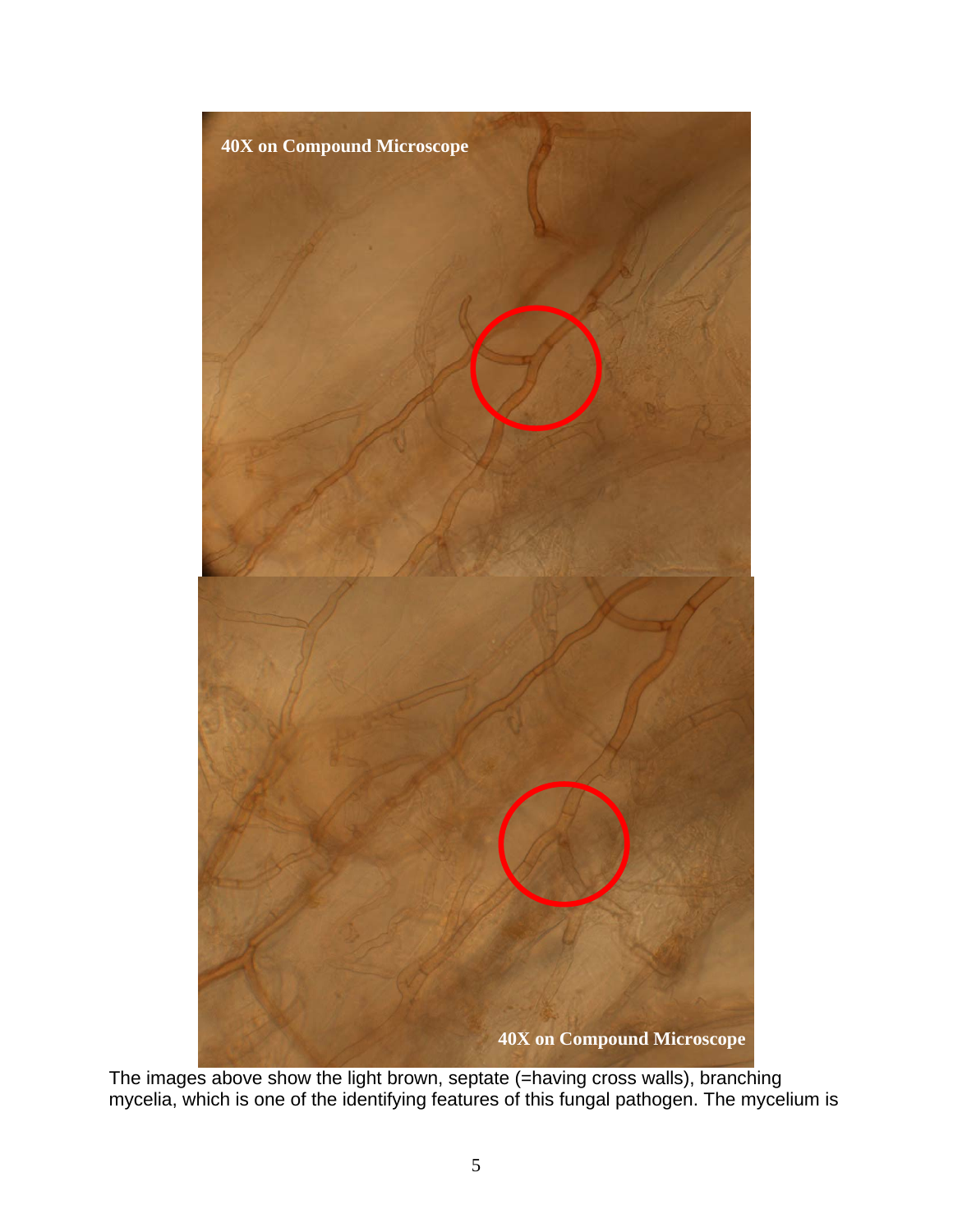40X on Compound Microscope

40X on Compound Microscope

The images above show the light brown, septate (=having cross walls), branching mycelia, which is one of the identifying features of this fungal pathogen. The mycelium is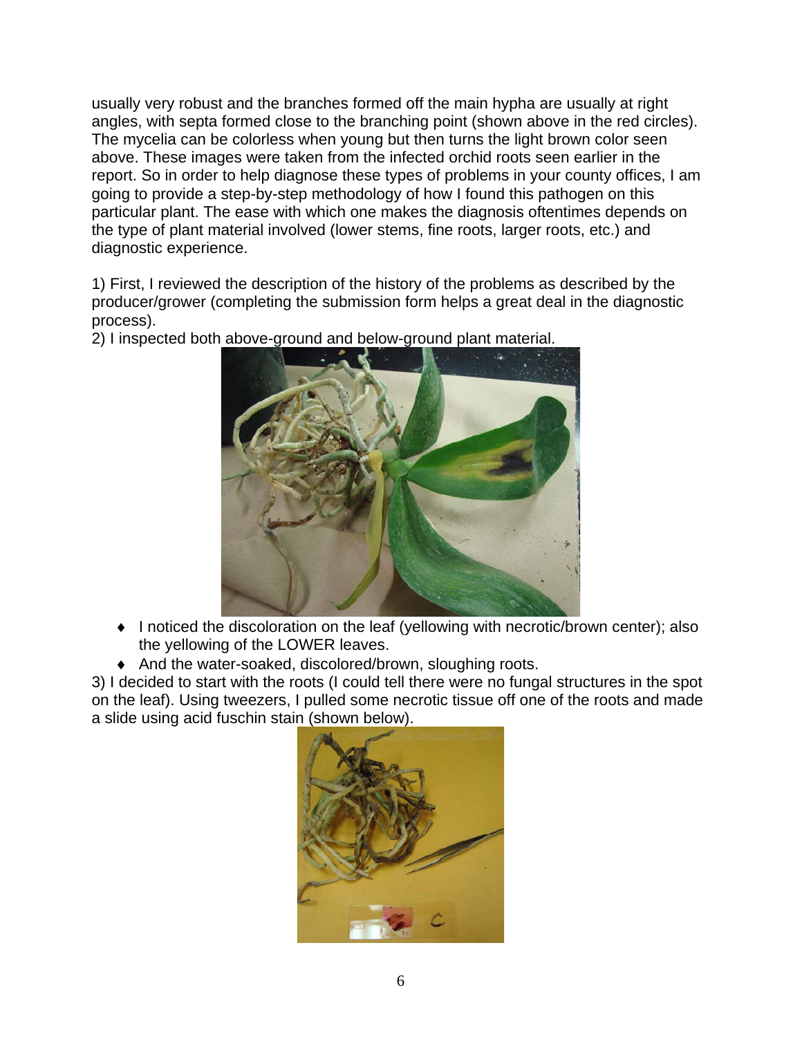usually very robust and the branches formed off the main hypha are usually at right angles, with septa formed close to the branching point (shown above in the red circles). The mycelia can be colorless when young but then turns the light brown color seen above. These images were taken from the infected orchid roots seen earlier in the report. So in order to help diagnose these types of problems in your county offices, I am going to provide a step-by-step methodology of how I found this pathogen on this particular plant. The ease with which one makes the diagnosis oftentimes depends on the type of plant material involved (lower stems, fine roots, larger roots, etc.) and diagnostic experience.

1) First, I reviewed the description of the history of the problems as described by the producer/grower (completing the submission form helps a great deal in the diagnostic process).
2) I inspected both above-ground and below-ground plant material.

- I noticed the discoloration on the leaf (yellowing with necrotic/brown center); also the yellowing of the LOWER leaves.
- And the water-soaked, discolored/brown, sloughing roots.

3) I decided to start with the roots (I could tell there were no fungal structures in the spot on the leaf). Using tweezers, I pulled some necrotic tissue off one of the roots and made a slide using acid fuschin stain (shown below).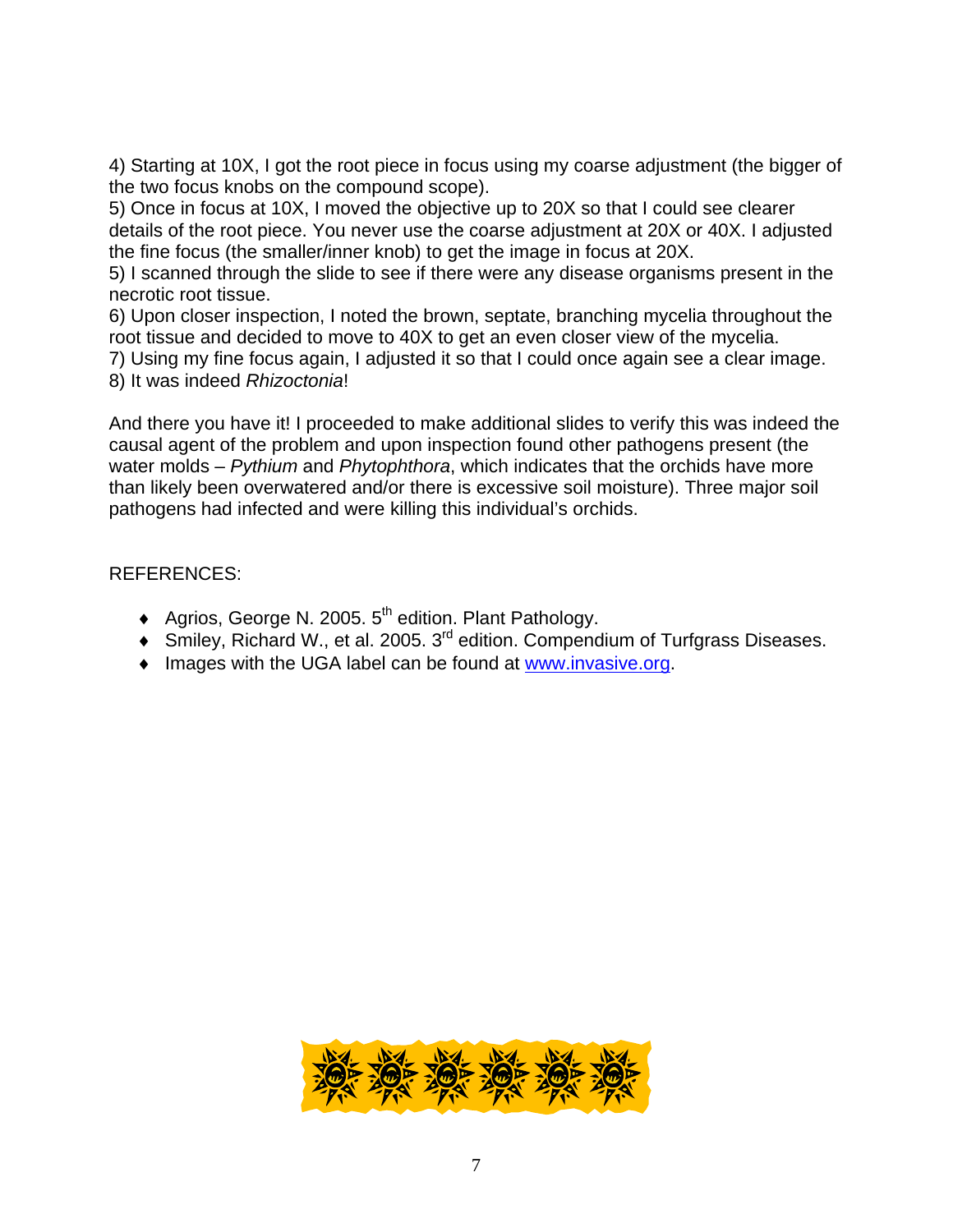4) Starting at 10X, I got the root piece in focus using my coarse adjustment (the bigger of the two focus knobs on the compound scope).
5) Once in focus at 10X, I moved the objective up to 20X so that I could see clearer details of the root piece. You never use the coarse adjustment at 20X or 40X. I adjusted the fine focus (the smaller/inner knob) to get the image in focus at 20X.
5) I scanned through the slide to see if there were any disease organisms present in the necrotic root tissue.
6) Upon closer inspection, I noted the brown, septate, branching mycelia throughout the root tissue and decided to move to 40X to get an even closer view of the mycelia.
7) Using my fine focus again, I adjusted it so that I could once again see a clear image.
8) It was indeed *Rhizoctonia*!

And there you have it! I proceeded to make additional slides to verify this was indeed the causal agent of the problem and upon inspection found other pathogens present (the water molds – *Pythium* and *Phytophthora*, which indicates that the orchids have more than likely been overwatered and/or there is excessive soil moisture). Three major soil pathogens had infected and were killing this individual's orchids.

REFERENCES:

- Agrios, George N. 2005. 5th edition. Plant Pathology.
- Smiley, Richard W., et al. 2005. 3rd edition. Compendium of Turfgrass Diseases.
- Images with the UGA label can be found at www.invasive.org.